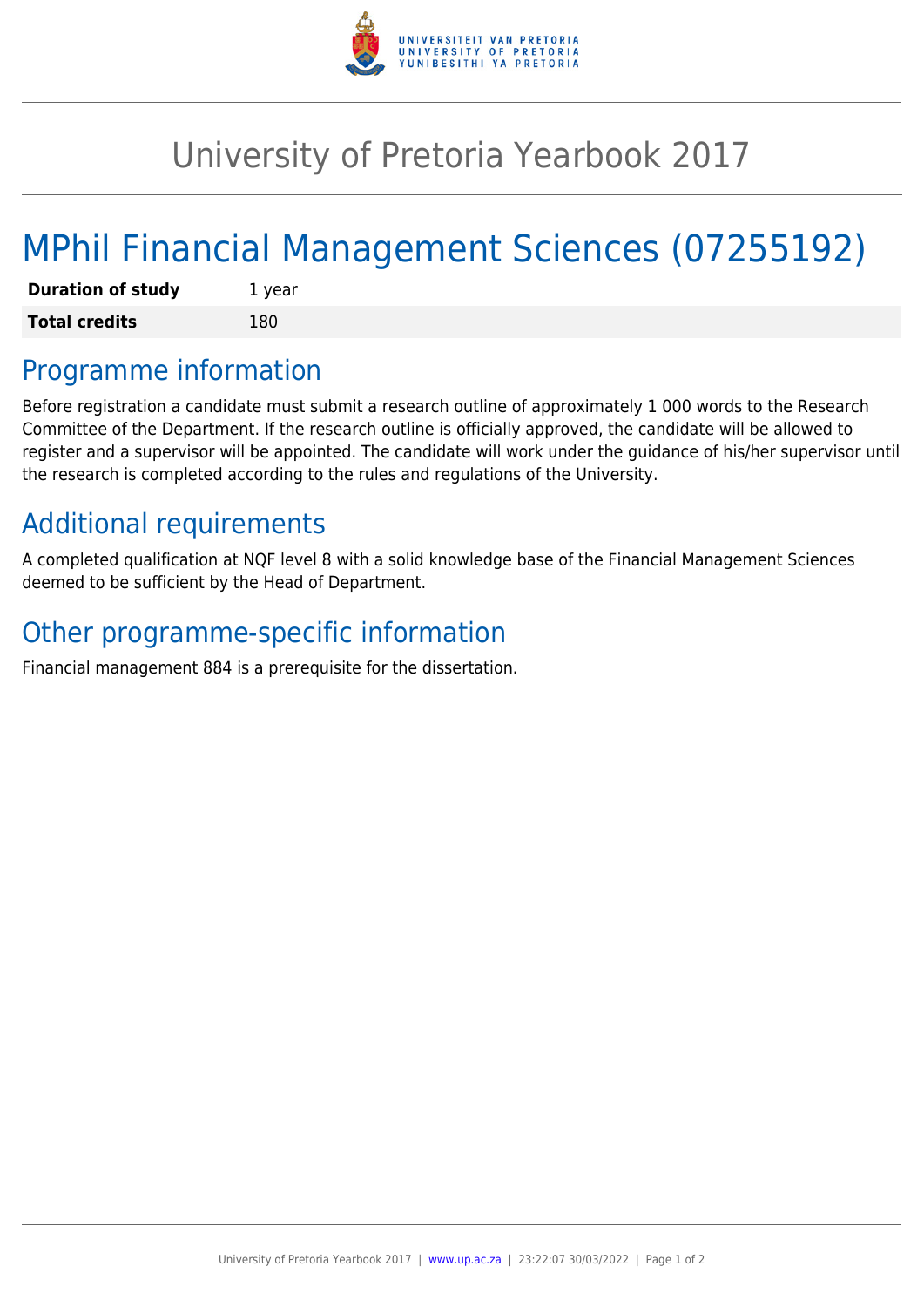# University of Pretoria Yearbook 2017

# MPhil Financial Management Sciences (07255192)

| **Duration of study** | 1 year |
| --- | --- |
| **Total credits** | 180 |

## Programme information

Before registration a candidate must submit a research outline of approximately 1 000 words to the Research Committee of the Department. If the research outline is officially approved, the candidate will be allowed to register and a supervisor will be appointed. The candidate will work under the guidance of his/her supervisor until the research is completed according to the rules and regulations of the University.

## Additional requirements

A completed qualification at NQF level 8 with a solid knowledge base of the Financial Management Sciences deemed to be sufficient by the Head of Department.

## Other programme-specific information

Financial management 884 is a prerequisite for the dissertation.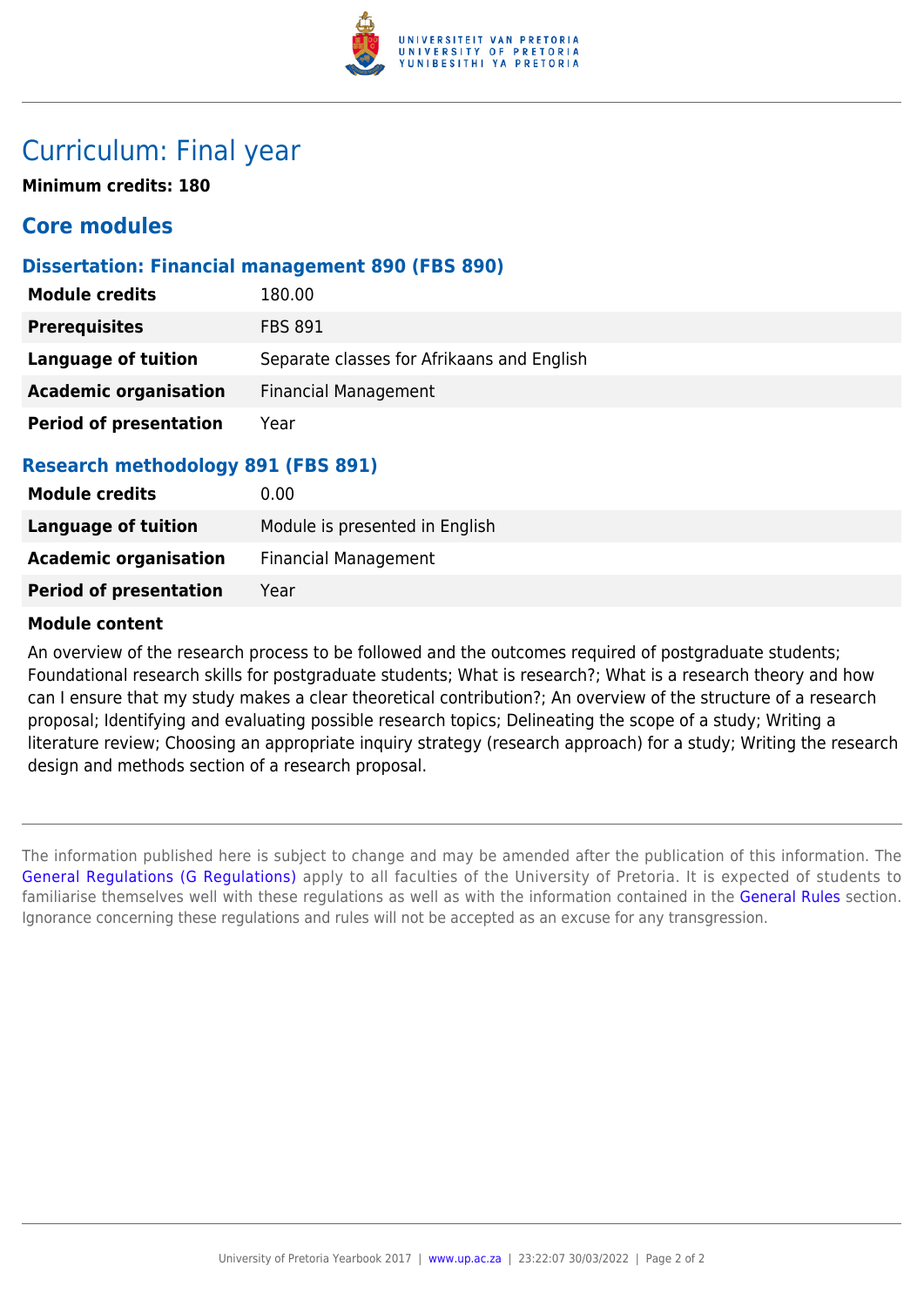# Curriculum: Final year

**Minimum credits: 180**

## Core modules

### Dissertation: Financial management 890 (FBS 890)

| | |
|---|---|
| **Module credits** | 180.00 |
| **Prerequisites** | FBS 891 |
| **Language of tuition** | Separate classes for Afrikaans and English |
| **Academic organisation** | Financial Management |
| **Period of presentation** | Year |

### Research methodology 891 (FBS 891)

| | |
|---|---|
| **Module credits** | 0.00 |
| **Language of tuition** | Module is presented in English |
| **Academic organisation** | Financial Management |
| **Period of presentation** | Year |

**Module content**

An overview of the research process to be followed and the outcomes required of postgraduate students; Foundational research skills for postgraduate students; What is research?; What is a research theory and how can I ensure that my study makes a clear theoretical contribution?; An overview of the structure of a research proposal; Identifying and evaluating possible research topics; Delineating the scope of a study; Writing a literature review; Choosing an appropriate inquiry strategy (research approach) for a study; Writing the research design and methods section of a research proposal.

The information published here is subject to change and may be amended after the publication of this information. The General Regulations (G Regulations) apply to all faculties of the University of Pretoria. It is expected of students to familiarise themselves well with these regulations as well as with the information contained in the General Rules section. Ignorance concerning these regulations and rules will not be accepted as an excuse for any transgression.